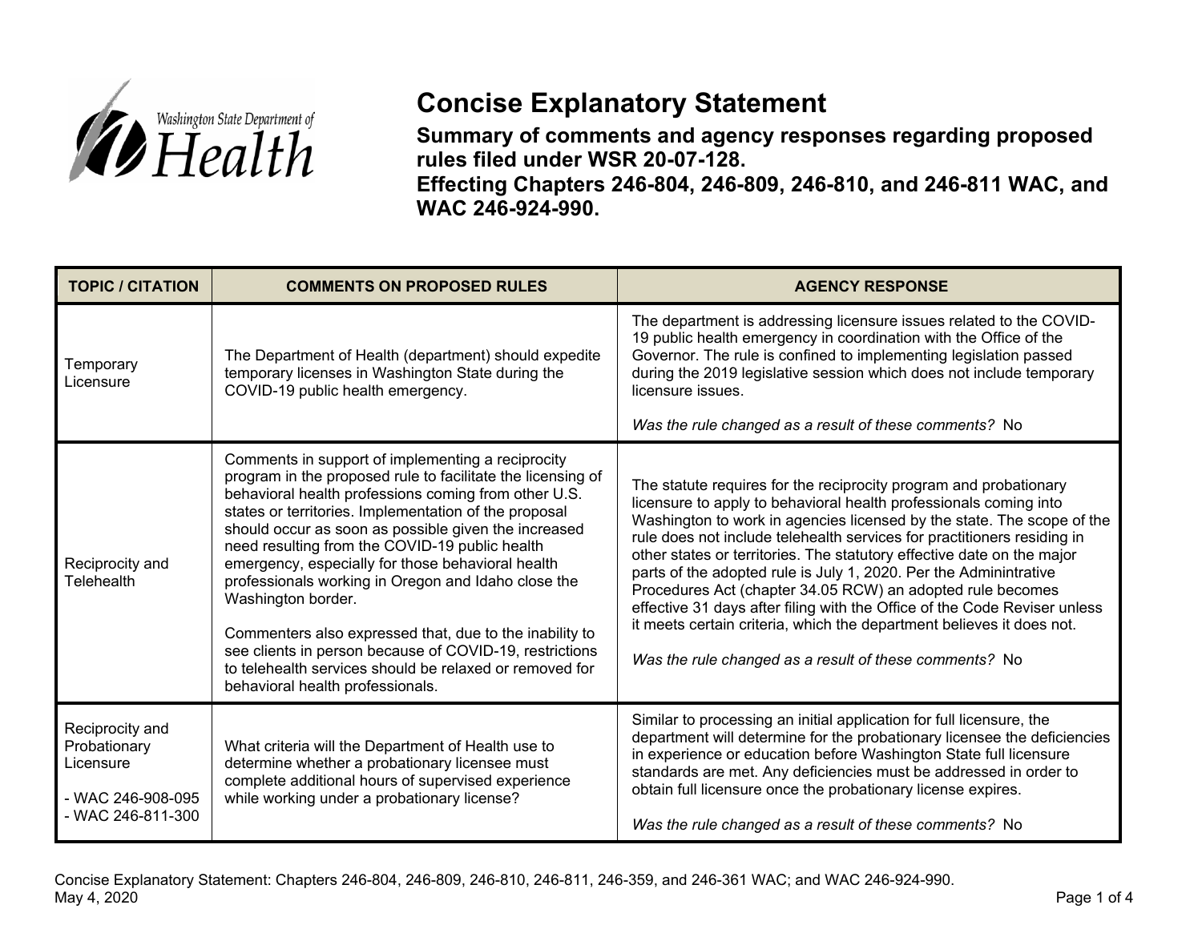# Concise Explanatory Statement

**Summary of comments and agency responses regarding proposed rules filed under WSR 20-07-128.**
**Effecting Chapters 246-804, 246-809, 246-810, and 246-811 WAC, and WAC 246-924-990.**

| TOPIC / CITATION | COMMENTS ON PROPOSED RULES | AGENCY RESPONSE |
|---|---|---|
| Temporary Licensure | The Department of Health (department) should expedite temporary licenses in Washington State during the COVID-19 public health emergency. | The department is addressing licensure issues related to the COVID-19 public health emergency in coordination with the Office of the Governor. The rule is confined to implementing legislation passed during the 2019 legislative session which does not include temporary licensure issues.<br><br>*Was the rule changed as a result of these comments?* No |
| Reciprocity and Telehealth | Comments in support of implementing a reciprocity program in the proposed rule to facilitate the licensing of behavioral health professions coming from other U.S. states or territories. Implementation of the proposal should occur as soon as possible given the increased need resulting from the COVID-19 public health emergency, especially for those behavioral health professionals working in Oregon and Idaho close the Washington border.<br><br>Commenters also expressed that, due to the inability to see clients in person because of COVID-19, restrictions to telehealth services should be relaxed or removed for behavioral health professionals. | The statute requires for the reciprocity program and probationary licensure to apply to behavioral health professionals coming into Washington to work in agencies licensed by the state. The scope of the rule does not include telehealth services for practitioners residing in other states or territories. The statutory effective date on the major parts of the adopted rule is July 1, 2020. Per the Admintrative Procedures Act (chapter 34.05 RCW) an adopted rule becomes effective 31 days after filing with the Office of the Code Reviser unless it meets certain criteria, which the department believes it does not.<br><br>*Was the rule changed as a result of these comments?* No |
| Reciprocity and Probationary Licensure<br><br>- WAC 246-908-095<br>- WAC 246-811-300 | What criteria will the Department of Health use to determine whether a probationary licensee must complete additional hours of supervised experience while working under a probationary license? | Similar to processing an initial application for full licensure, the department will determine for the probationary licensee the deficiencies in experience or education before Washington State full licensure standards are met. Any deficiencies must be addressed in order to obtain full licensure once the probationary license expires.<br><br>*Was the rule changed as a result of these comments?* No |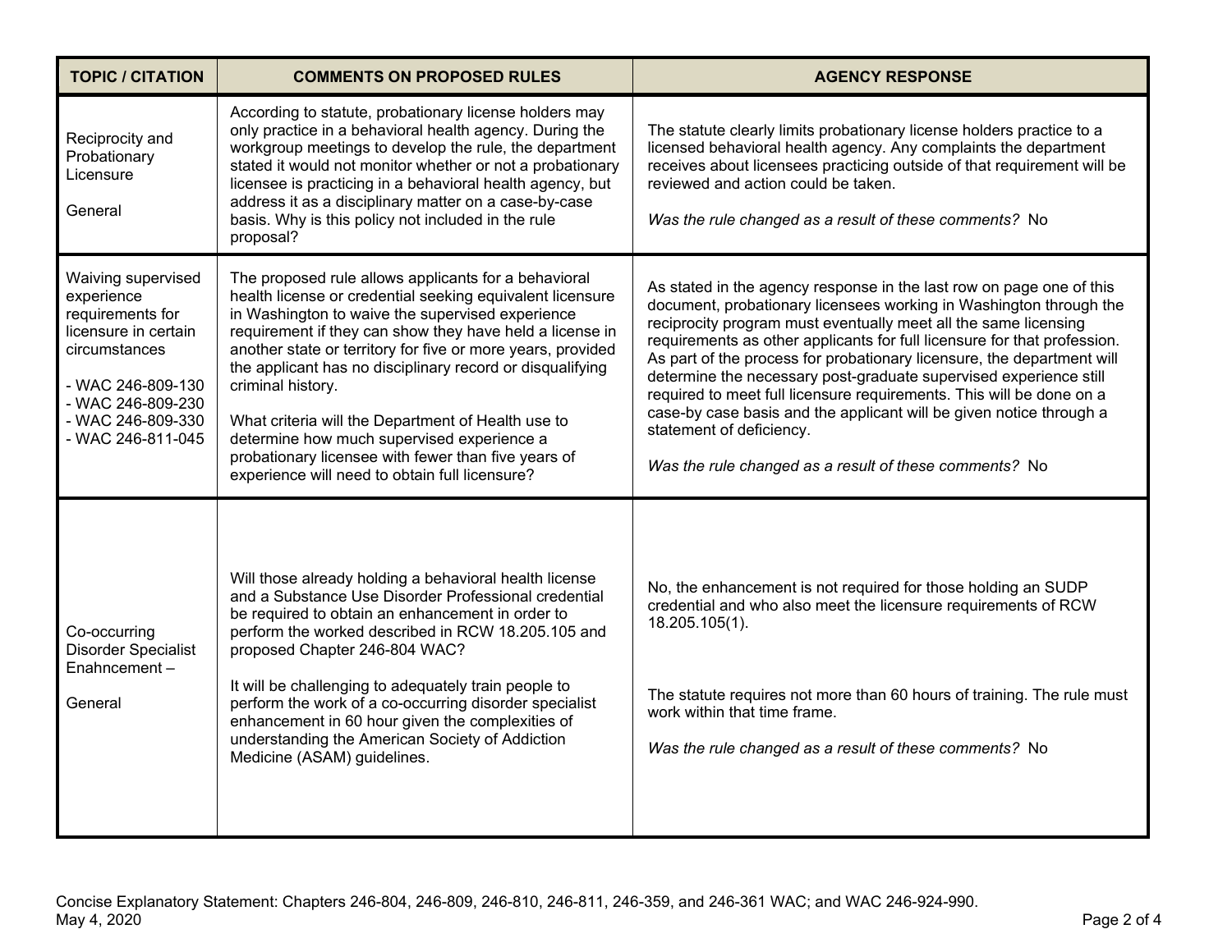| TOPIC / CITATION | COMMENTS ON PROPOSED RULES | AGENCY RESPONSE |
| --- | --- | --- |
| Reciprocity and Probationary Licensure<br><br>General | According to statute, probationary license holders may only practice in a behavioral health agency. During the workgroup meetings to develop the rule, the department stated it would not monitor whether or not a probationary licensee is practicing in a behavioral health agency, but address it as a disciplinary matter on a case-by-case basis. Why is this policy not included in the rule proposal? | The statute clearly limits probationary license holders practice to a licensed behavioral health agency. Any complaints the department receives about licensees practicing outside of that requirement will be reviewed and action could be taken.<br><br>*Was the rule changed as a result of these comments?* No |
| Waiving supervised experience requirements for licensure in certain circumstances<br><br>- WAC 246-809-130<br>- WAC 246-809-230<br>- WAC 246-809-330<br>- WAC 246-811-045 | The proposed rule allows applicants for a behavioral health license or credential seeking equivalent licensure in Washington to waive the supervised experience requirement if they can show they have held a license in another state or territory for five or more years, provided the applicant has no disciplinary record or disqualifying criminal history.<br><br>What criteria will the Department of Health use to determine how much supervised experience a probationary licensee with fewer than five years of experience will need to obtain full licensure? | As stated in the agency response in the last row on page one of this document, probationary licensees working in Washington through the reciprocity program must eventually meet all the same licensing requirements as other applicants for full licensure for that profession. As part of the process for probationary licensure, the department will determine the necessary post-graduate supervised experience still required to meet full licensure requirements. This will be done on a case-by case basis and the applicant will be given notice through a statement of deficiency.<br><br>*Was the rule changed as a result of these comments?* No |
| Co-occurring Disorder Specialist Enahncement –<br><br>General | Will those already holding a behavioral health license and a Substance Use Disorder Professional credential be required to obtain an enhancement in order to perform the worked described in RCW 18.205.105 and proposed Chapter 246-804 WAC?<br><br>It will be challenging to adequately train people to perform the work of a co-occurring disorder specialist enhancement in 60 hour given the complexities of understanding the American Society of Addiction Medicine (ASAM) guidelines. | No, the enhancement is not required for those holding an SUDP credential and who also meet the licensure requirements of RCW 18.205.105(1).<br><br>The statute requires not more than 60 hours of training. The rule must work within that time frame.<br><br>*Was the rule changed as a result of these comments?* No |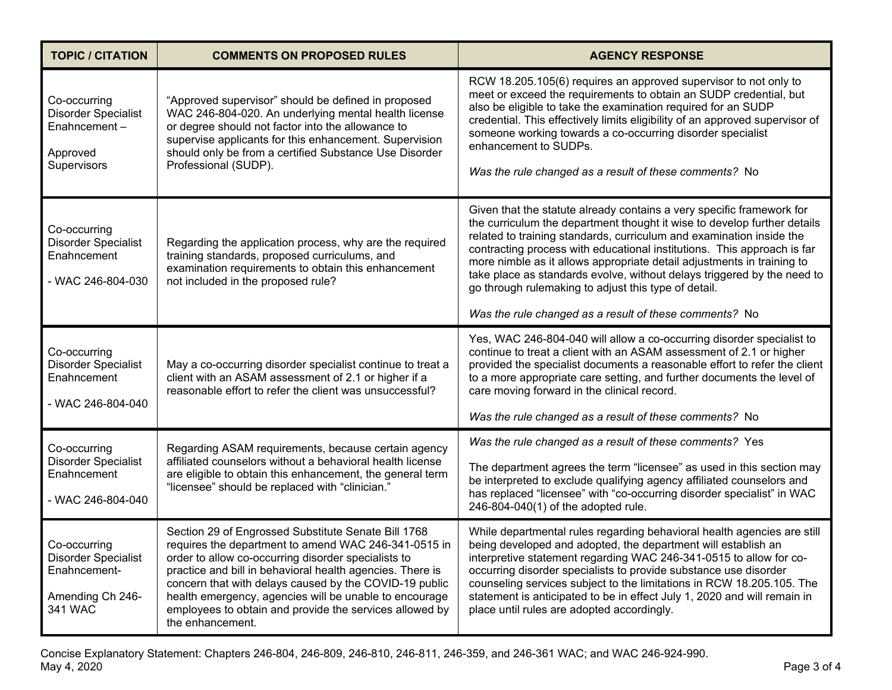| TOPIC / CITATION | COMMENTS ON PROPOSED RULES | AGENCY RESPONSE |
|---|---|---|
| Co-occurring Disorder Specialist Enahncement – Approved Supervisors | "Approved supervisor" should be defined in proposed WAC 246-804-020. An underlying mental health license or degree should not factor into the allowance to supervise applicants for this enhancement. Supervision should only be from a certified Substance Use Disorder Professional (SUDP). | RCW 18.205.105(6) requires an approved supervisor to not only to meet or exceed the requirements to obtain an SUDP credential, but also be eligible to take the examination required for an SUDP credential. This effectively limits eligibility of an approved supervisor of someone working towards a co-occurring disorder specialist enhancement to SUDPs. *Was the rule changed as a result of these comments?* No |
| Co-occurring Disorder Specialist Enahncement - WAC 246-804-030 | Regarding the application process, why are the required training standards, proposed curriculums, and examination requirements to obtain this enhancement not included in the proposed rule? | Given that the statute already contains a very specific framework for the curriculum the department thought it wise to develop further details related to training standards, curriculum and examination inside the contracting process with educational institutions. This approach is far more nimble as it allows appropriate detail adjustments in training to take place as standards evolve, without delays triggered by the need to go through rulemaking to adjust this type of detail. *Was the rule changed as a result of these comments?* No |
| Co-occurring Disorder Specialist Enahncement - WAC 246-804-040 | May a co-occurring disorder specialist continue to treat a client with an ASAM assessment of 2.1 or higher if a reasonable effort to refer the client was unsuccessful? | Yes, WAC 246-804-040 will allow a co-occurring disorder specialist to continue to treat a client with an ASAM assessment of 2.1 or higher provided the specialist documents a reasonable effort to refer the client to a more appropriate care setting, and further documents the level of care moving forward in the clinical record. *Was the rule changed as a result of these comments?* No |
| Co-occurring Disorder Specialist Enahncement - WAC 246-804-040 | Regarding ASAM requirements, because certain agency affiliated counselors without a behavioral health license are eligible to obtain this enhancement, the general term "licensee" should be replaced with "clinician." | *Was the rule changed as a result of these comments?* Yes The department agrees the term "licensee" as used in this section may be interpreted to exclude qualifying agency affiliated counselors and has replaced "licensee" with "co-occurring disorder specialist" in WAC 246-804-040(1) of the adopted rule. |
| Co-occurring Disorder Specialist Enahncement- Amending Ch 246-341 WAC | Section 29 of Engrossed Substitute Senate Bill 1768 requires the department to amend WAC 246-341-0515 in order to allow co-occurring disorder specialists to practice and bill in behavioral health agencies. There is concern that with delays caused by the COVID-19 public health emergency, agencies will be unable to encourage employees to obtain and provide the services allowed by the enhancement. | While departmental rules regarding behavioral health agencies are still being developed and adopted, the department will establish an interpretive statement regarding WAC 246-341-0515 to allow for co-occurring disorder specialists to provide substance use disorder counseling services subject to the limitations in RCW 18.205.105. The statement is anticipated to be in effect July 1, 2020 and will remain in place until rules are adopted accordingly. |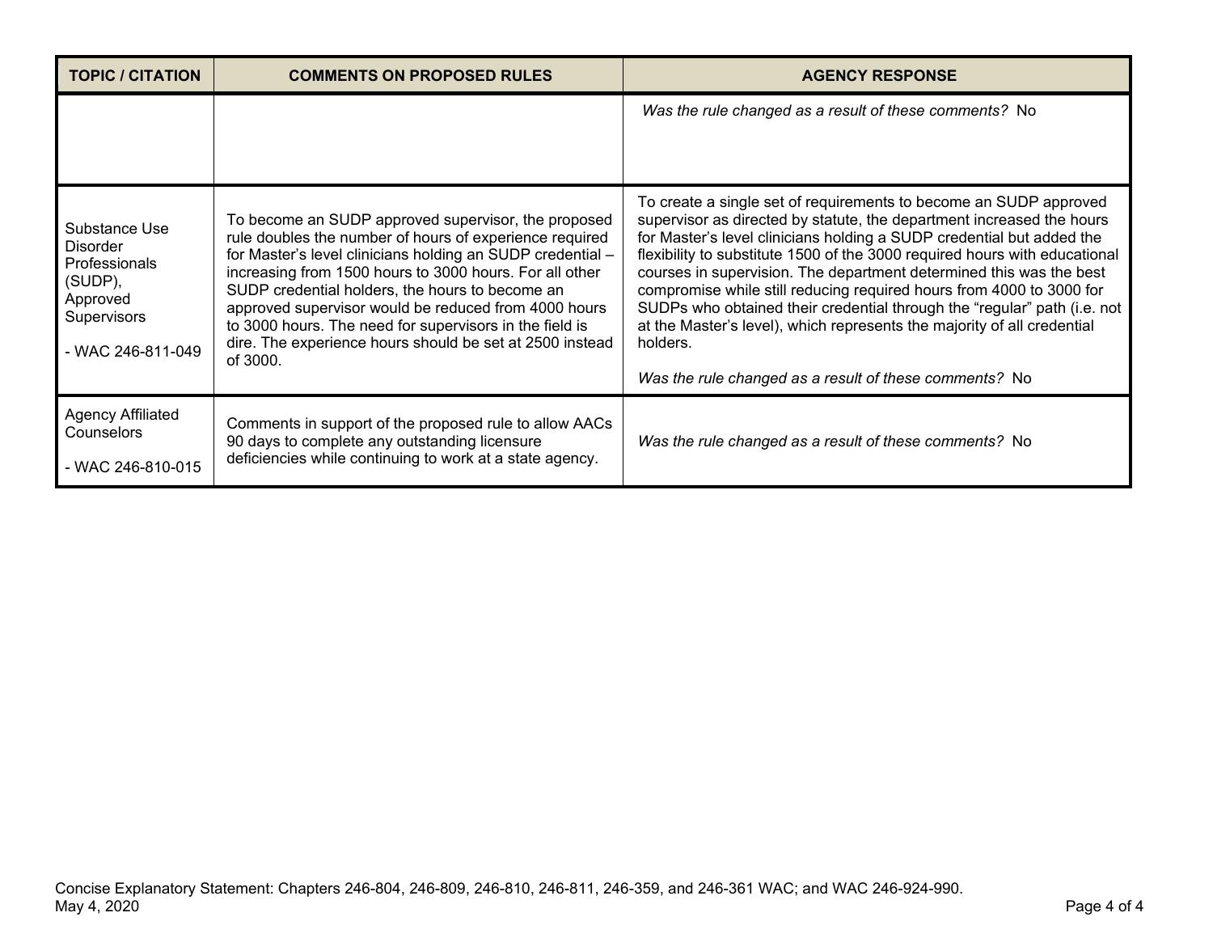| TOPIC / CITATION | COMMENTS ON PROPOSED RULES | AGENCY RESPONSE |
| --- | --- | --- |
| | | *Was the rule changed as a result of these comments?* No |
| Substance Use Disorder Professionals (SUDP), Approved Supervisors<br><br>- WAC 246-811-049 | To become an SUDP approved supervisor, the proposed rule doubles the number of hours of experience required for Master's level clinicians holding an SUDP credential – increasing from 1500 hours to 3000 hours. For all other SUDP credential holders, the hours to become an approved supervisor would be reduced from 4000 hours to 3000 hours. The need for supervisors in the field is dire. The experience hours should be set at 2500 instead of 3000. | To create a single set of requirements to become an SUDP approved supervisor as directed by statute, the department increased the hours for Master's level clinicians holding a SUDP credential but added the flexibility to substitute 1500 of the 3000 required hours with educational courses in supervision. The department determined this was the best compromise while still reducing required hours from 4000 to 3000 for SUDPs who obtained their credential through the "regular" path (i.e. not at the Master's level), which represents the majority of all credential holders.<br><br>*Was the rule changed as a result of these comments?* No |
| Agency Affiliated Counselors<br><br>- WAC 246-810-015 | Comments in support of the proposed rule to allow AACs 90 days to complete any outstanding licensure deficiencies while continuing to work at a state agency. | *Was the rule changed as a result of these comments?* No |

Concise Explanatory Statement: Chapters 246-804, 246-809, 246-810, 246-811, 246-359, and 246-361 WAC; and WAC 246-924-990.
May 4, 2020